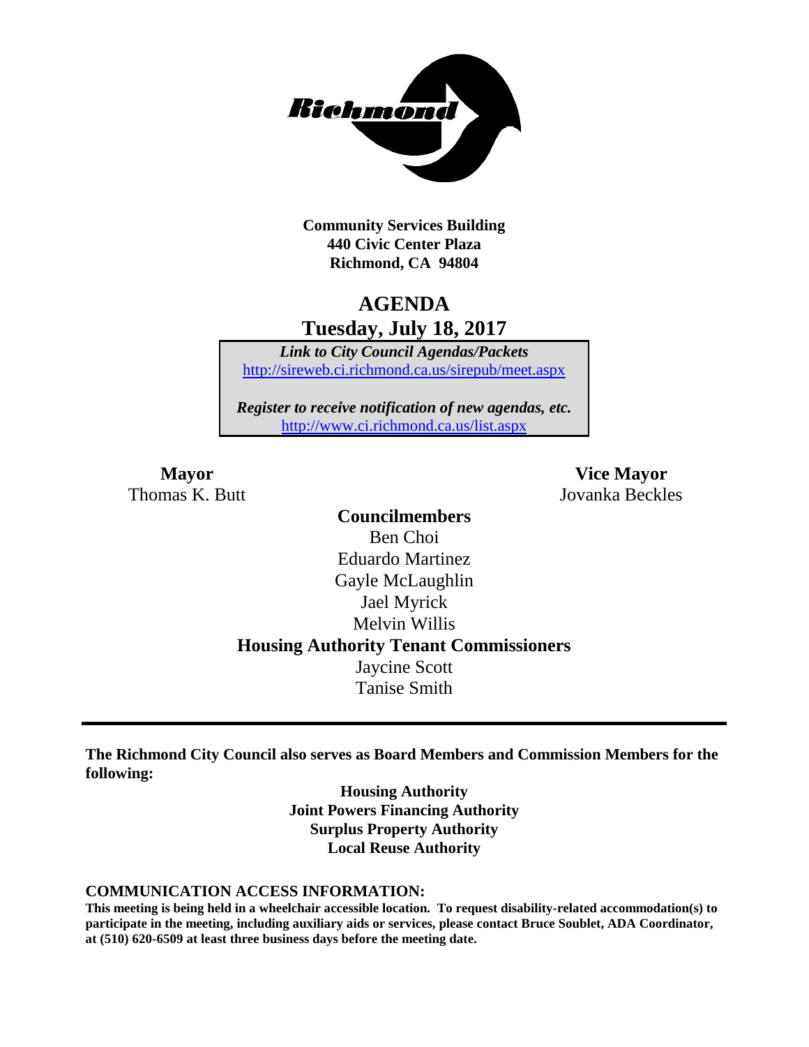Community Services Building
440 Civic Center Plaza
Richmond, CA 94804

# AGENDA
## Tuesday, July 18, 2017

*Link to City Council Agendas/Packets*
http://sireweb.ci.richmond.ca.us/sirepub/meet.aspx

*Register to receive notification of new agendas, etc.*
http://www.ci.richmond.ca.us/list.aspx

**Mayor**
Thomas K. Butt

**Vice Mayor**
Jovanka Beckles

**Councilmembers**
Ben Choi
Eduardo Martinez
Gayle McLaughlin
Jael Myrick
Melvin Willis

**Housing Authority Tenant Commissioners**
Jaycine Scott
Tanise Smith

---

**The Richmond City Council also serves as Board Members and Commission Members for the following:**

**Housing Authority**
**Joint Powers Financing Authority**
**Surplus Property Authority**
**Local Reuse Authority**

### COMMUNICATION ACCESS INFORMATION:

**This meeting is being held in a wheelchair accessible location. To request disability-related accommodation(s) to participate in the meeting, including auxiliary aids or services, please contact Bruce Soublet, ADA Coordinator, at (510) 620-6509 at least three business days before the meeting date.**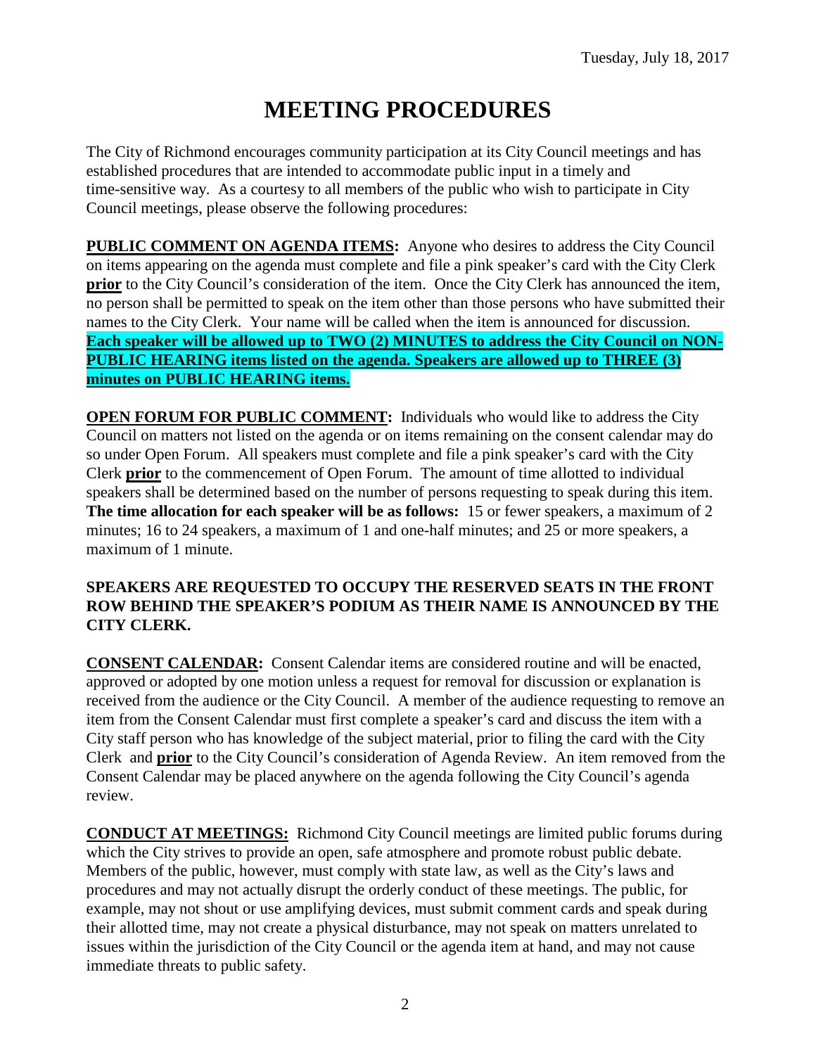Tuesday, July 18, 2017

# MEETING PROCEDURES

The City of Richmond encourages community participation at its City Council meetings and has established procedures that are intended to accommodate public input in a timely and time-sensitive way. As a courtesy to all members of the public who wish to participate in City Council meetings, please observe the following procedures:

**PUBLIC COMMENT ON AGENDA ITEMS:** Anyone who desires to address the City Council on items appearing on the agenda must complete and file a pink speaker's card with the City Clerk **prior** to the City Council's consideration of the item. Once the City Clerk has announced the item, no person shall be permitted to speak on the item other than those persons who have submitted their names to the City Clerk. Your name will be called when the item is announced for discussion. **Each speaker will be allowed up to TWO (2) MINUTES to address the City Council on NON-PUBLIC HEARING items listed on the agenda. Speakers are allowed up to THREE (3) minutes on PUBLIC HEARING items.**

**OPEN FORUM FOR PUBLIC COMMENT:** Individuals who would like to address the City Council on matters not listed on the agenda or on items remaining on the consent calendar may do so under Open Forum. All speakers must complete and file a pink speaker's card with the City Clerk **prior** to the commencement of Open Forum. The amount of time allotted to individual speakers shall be determined based on the number of persons requesting to speak during this item. **The time allocation for each speaker will be as follows:** 15 or fewer speakers, a maximum of 2 minutes; 16 to 24 speakers, a maximum of 1 and one-half minutes; and 25 or more speakers, a maximum of 1 minute.

**SPEAKERS ARE REQUESTED TO OCCUPY THE RESERVED SEATS IN THE FRONT ROW BEHIND THE SPEAKER'S PODIUM AS THEIR NAME IS ANNOUNCED BY THE CITY CLERK.**

**CONSENT CALENDAR:** Consent Calendar items are considered routine and will be enacted, approved or adopted by one motion unless a request for removal for discussion or explanation is received from the audience or the City Council. A member of the audience requesting to remove an item from the Consent Calendar must first complete a speaker's card and discuss the item with a City staff person who has knowledge of the subject material, prior to filing the card with the City Clerk and **prior** to the City Council's consideration of Agenda Review. An item removed from the Consent Calendar may be placed anywhere on the agenda following the City Council's agenda review.

**CONDUCT AT MEETINGS:** Richmond City Council meetings are limited public forums during which the City strives to provide an open, safe atmosphere and promote robust public debate. Members of the public, however, must comply with state law, as well as the City's laws and procedures and may not actually disrupt the orderly conduct of these meetings. The public, for example, may not shout or use amplifying devices, must submit comment cards and speak during their allotted time, may not create a physical disturbance, may not speak on matters unrelated to issues within the jurisdiction of the City Council or the agenda item at hand, and may not cause immediate threats to public safety.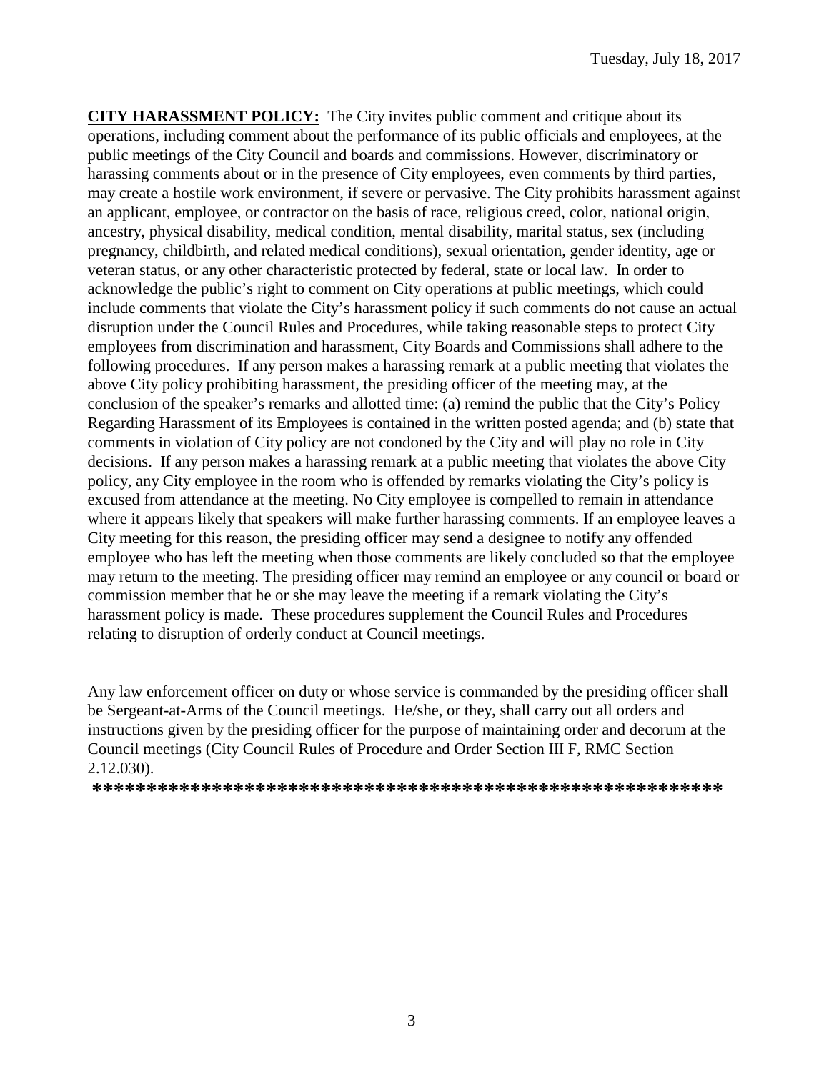**CITY HARASSMENT POLICY:** The City invites public comment and critique about its operations, including comment about the performance of its public officials and employees, at the public meetings of the City Council and boards and commissions. However, discriminatory or harassing comments about or in the presence of City employees, even comments by third parties, may create a hostile work environment, if severe or pervasive. The City prohibits harassment against an applicant, employee, or contractor on the basis of race, religious creed, color, national origin, ancestry, physical disability, medical condition, mental disability, marital status, sex (including pregnancy, childbirth, and related medical conditions), sexual orientation, gender identity, age or veteran status, or any other characteristic protected by federal, state or local law. In order to acknowledge the public's right to comment on City operations at public meetings, which could include comments that violate the City's harassment policy if such comments do not cause an actual disruption under the Council Rules and Procedures, while taking reasonable steps to protect City employees from discrimination and harassment, City Boards and Commissions shall adhere to the following procedures. If any person makes a harassing remark at a public meeting that violates the above City policy prohibiting harassment, the presiding officer of the meeting may, at the conclusion of the speaker's remarks and allotted time: (a) remind the public that the City's Policy Regarding Harassment of its Employees is contained in the written posted agenda; and (b) state that comments in violation of City policy are not condoned by the City and will play no role in City decisions. If any person makes a harassing remark at a public meeting that violates the above City policy, any City employee in the room who is offended by remarks violating the City's policy is excused from attendance at the meeting. No City employee is compelled to remain in attendance where it appears likely that speakers will make further harassing comments. If an employee leaves a City meeting for this reason, the presiding officer may send a designee to notify any offended employee who has left the meeting when those comments are likely concluded so that the employee may return to the meeting. The presiding officer may remind an employee or any council or board or commission member that he or she may leave the meeting if a remark violating the City's harassment policy is made. These procedures supplement the Council Rules and Procedures relating to disruption of orderly conduct at Council meetings.

Any law enforcement officer on duty or whose service is commanded by the presiding officer shall be Sergeant-at-Arms of the Council meetings. He/she, or they, shall carry out all orders and instructions given by the presiding officer for the purpose of maintaining order and decorum at the Council meetings (City Council Rules of Procedure and Order Section III F, RMC Section 2.12.030).

**************************************************************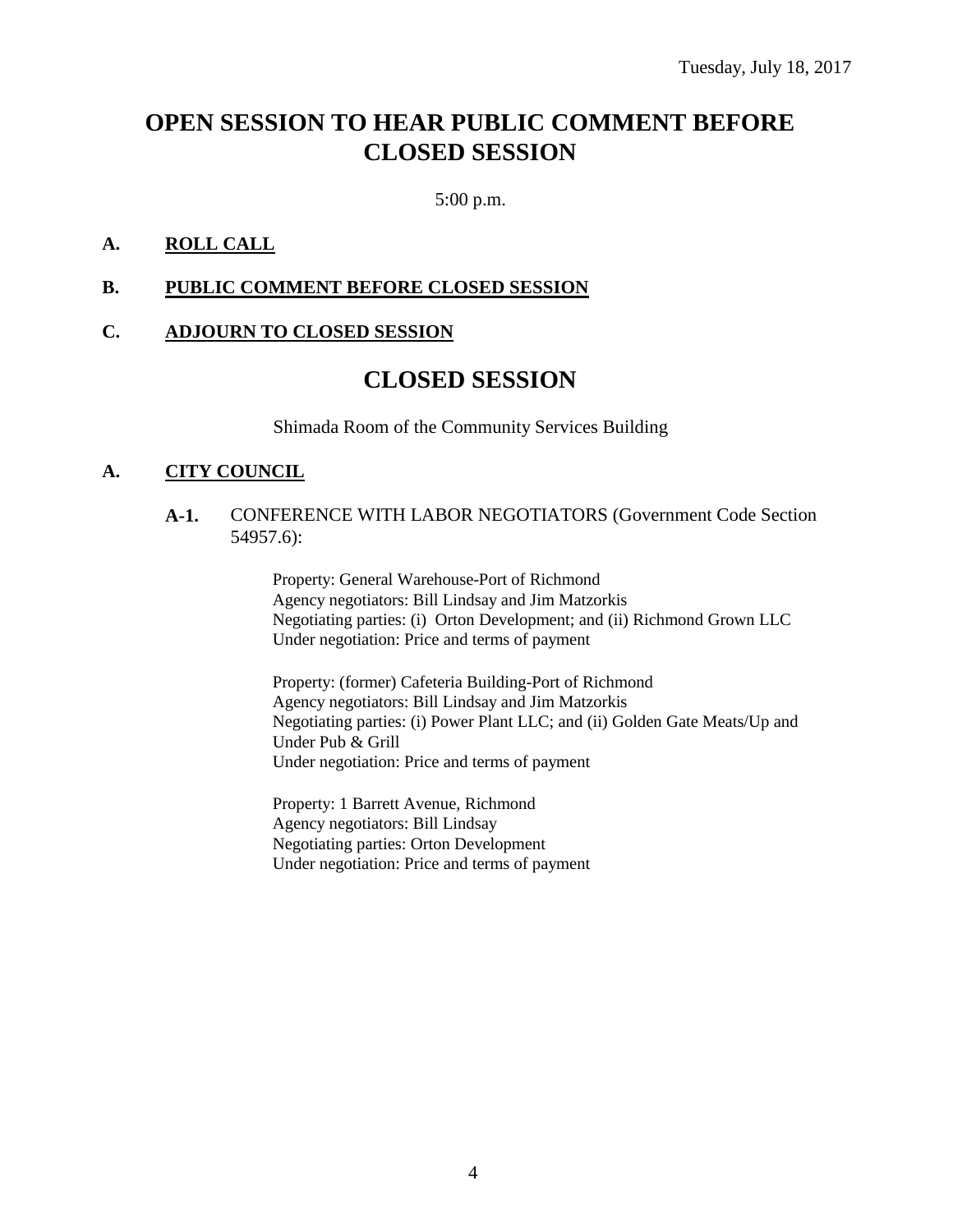Tuesday, July 18, 2017

# OPEN SESSION TO HEAR PUBLIC COMMENT BEFORE CLOSED SESSION

5:00 p.m.

**A. ROLL CALL**

**B. PUBLIC COMMENT BEFORE CLOSED SESSION**

**C. ADJOURN TO CLOSED SESSION**

# CLOSED SESSION

Shimada Room of the Community Services Building

**A. CITY COUNCIL**

**A-1.** CONFERENCE WITH LABOR NEGOTIATORS (Government Code Section 54957.6):

Property: General Warehouse-Port of Richmond
Agency negotiators: Bill Lindsay and Jim Matzorkis
Negotiating parties: (i) Orton Development; and (ii) Richmond Grown LLC
Under negotiation: Price and terms of payment

Property: (former) Cafeteria Building-Port of Richmond
Agency negotiators: Bill Lindsay and Jim Matzorkis
Negotiating parties: (i) Power Plant LLC; and (ii) Golden Gate Meats/Up and Under Pub & Grill
Under negotiation: Price and terms of payment

Property: 1 Barrett Avenue, Richmond
Agency negotiators: Bill Lindsay
Negotiating parties: Orton Development
Under negotiation: Price and terms of payment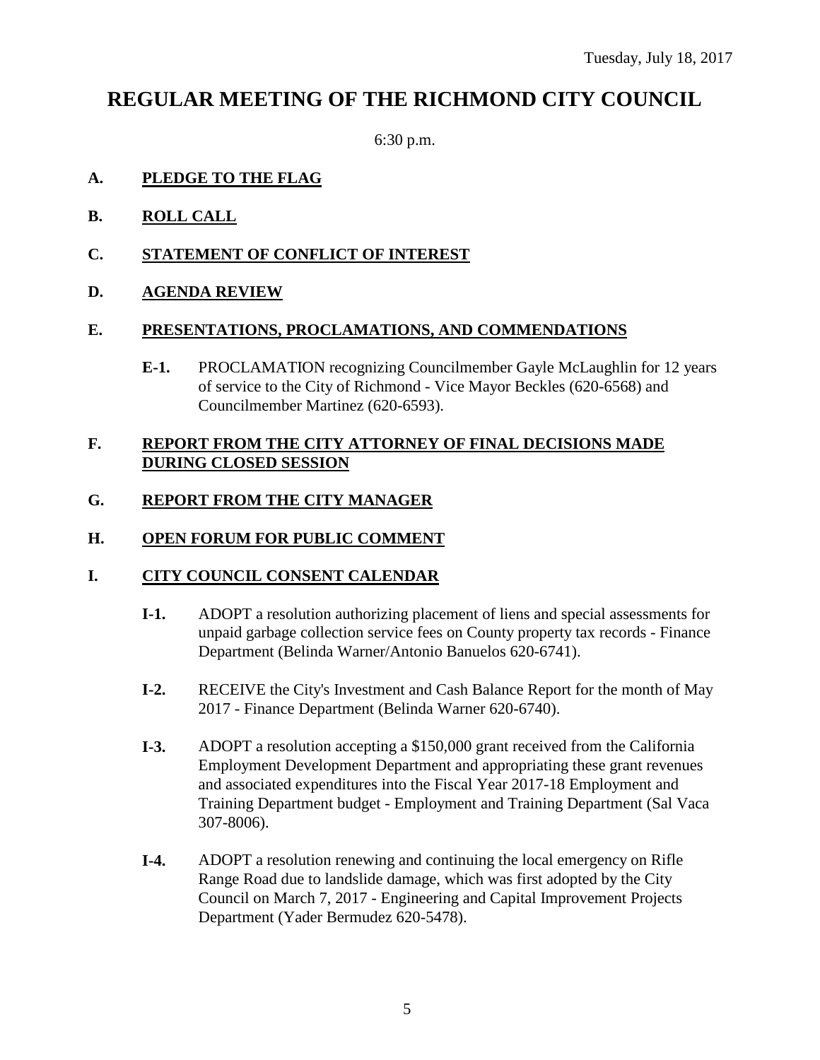Tuesday, July 18, 2017

# REGULAR MEETING OF THE RICHMOND CITY COUNCIL

6:30 p.m.

## A. PLEDGE TO THE FLAG

## B. ROLL CALL

## C. STATEMENT OF CONFLICT OF INTEREST

## D. AGENDA REVIEW

## E. PRESENTATIONS, PROCLAMATIONS, AND COMMENDATIONS

**E-1.** PROCLAMATION recognizing Councilmember Gayle McLaughlin for 12 years of service to the City of Richmond - Vice Mayor Beckles (620-6568) and Councilmember Martinez (620-6593).

## F. REPORT FROM THE CITY ATTORNEY OF FINAL DECISIONS MADE DURING CLOSED SESSION

## G. REPORT FROM THE CITY MANAGER

## H. OPEN FORUM FOR PUBLIC COMMENT

## I. CITY COUNCIL CONSENT CALENDAR

**I-1.** ADOPT a resolution authorizing placement of liens and special assessments for unpaid garbage collection service fees on County property tax records - Finance Department (Belinda Warner/Antonio Banuelos 620-6741).

**I-2.** RECEIVE the City's Investment and Cash Balance Report for the month of May 2017 - Finance Department (Belinda Warner 620-6740).

**I-3.** ADOPT a resolution accepting a $150,000 grant received from the California Employment Development Department and appropriating these grant revenues and associated expenditures into the Fiscal Year 2017-18 Employment and Training Department budget - Employment and Training Department (Sal Vaca 307-8006).

**I-4.** ADOPT a resolution renewing and continuing the local emergency on Rifle Range Road due to landslide damage, which was first adopted by the City Council on March 7, 2017 - Engineering and Capital Improvement Projects Department (Yader Bermudez 620-5478).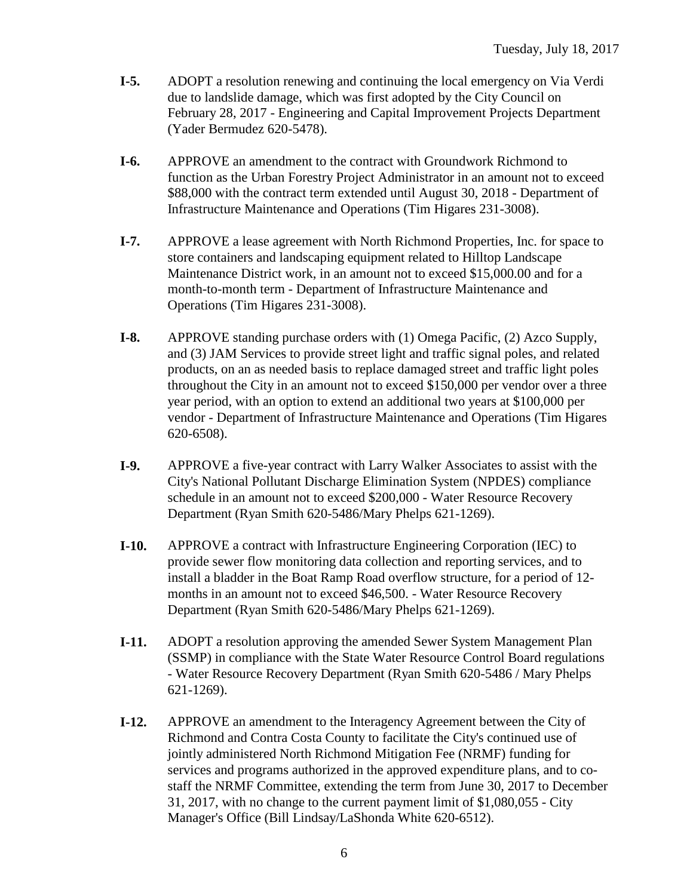**I-5.** ADOPT a resolution renewing and continuing the local emergency on Via Verdi due to landslide damage, which was first adopted by the City Council on February 28, 2017 - Engineering and Capital Improvement Projects Department (Yader Bermudez 620-5478).

**I-6.** APPROVE an amendment to the contract with Groundwork Richmond to function as the Urban Forestry Project Administrator in an amount not to exceed $88,000 with the contract term extended until August 30, 2018 - Department of Infrastructure Maintenance and Operations (Tim Higares 231-3008).

**I-7.** APPROVE a lease agreement with North Richmond Properties, Inc. for space to store containers and landscaping equipment related to Hilltop Landscape Maintenance District work, in an amount not to exceed $15,000.00 and for a month-to-month term - Department of Infrastructure Maintenance and Operations (Tim Higares 231-3008).

**I-8.** APPROVE standing purchase orders with (1) Omega Pacific, (2) Azco Supply, and (3) JAM Services to provide street light and traffic signal poles, and related products, on an as needed basis to replace damaged street and traffic light poles throughout the City in an amount not to exceed $150,000 per vendor over a three year period, with an option to extend an additional two years at $100,000 per vendor - Department of Infrastructure Maintenance and Operations (Tim Higares 620-6508).

**I-9.** APPROVE a five-year contract with Larry Walker Associates to assist with the City's National Pollutant Discharge Elimination System (NPDES) compliance schedule in an amount not to exceed $200,000 - Water Resource Recovery Department (Ryan Smith 620-5486/Mary Phelps 621-1269).

**I-10.** APPROVE a contract with Infrastructure Engineering Corporation (IEC) to provide sewer flow monitoring data collection and reporting services, and to install a bladder in the Boat Ramp Road overflow structure, for a period of 12-months in an amount not to exceed $46,500. - Water Resource Recovery Department (Ryan Smith 620-5486/Mary Phelps 621-1269).

**I-11.** ADOPT a resolution approving the amended Sewer System Management Plan (SSMP) in compliance with the State Water Resource Control Board regulations - Water Resource Recovery Department (Ryan Smith 620-5486 / Mary Phelps 621-1269).

**I-12.** APPROVE an amendment to the Interagency Agreement between the City of Richmond and Contra Costa County to facilitate the City's continued use of jointly administered North Richmond Mitigation Fee (NRMF) funding for services and programs authorized in the approved expenditure plans, and to co-staff the NRMF Committee, extending the term from June 30, 2017 to December 31, 2017, with no change to the current payment limit of $1,080,055 - City Manager's Office (Bill Lindsay/LaShonda White 620-6512).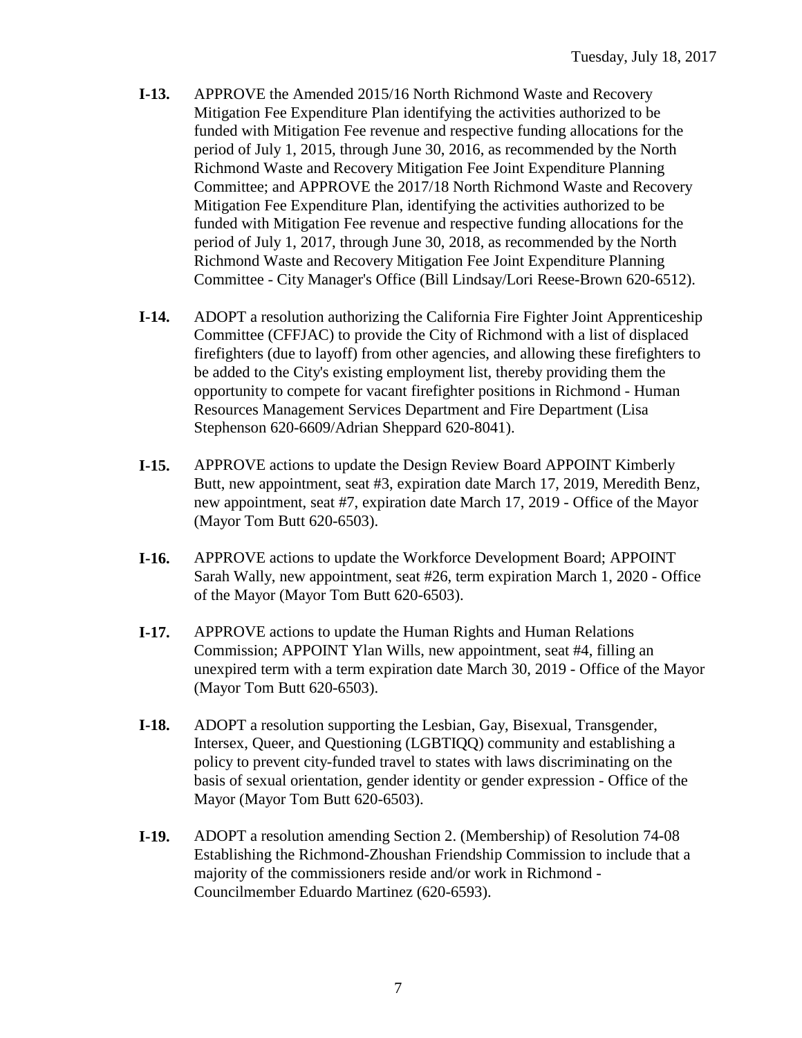**I-13.** APPROVE the Amended 2015/16 North Richmond Waste and Recovery Mitigation Fee Expenditure Plan identifying the activities authorized to be funded with Mitigation Fee revenue and respective funding allocations for the period of July 1, 2015, through June 30, 2016, as recommended by the North Richmond Waste and Recovery Mitigation Fee Joint Expenditure Planning Committee; and APPROVE the 2017/18 North Richmond Waste and Recovery Mitigation Fee Expenditure Plan, identifying the activities authorized to be funded with Mitigation Fee revenue and respective funding allocations for the period of July 1, 2017, through June 30, 2018, as recommended by the North Richmond Waste and Recovery Mitigation Fee Joint Expenditure Planning Committee - City Manager's Office (Bill Lindsay/Lori Reese-Brown 620-6512).

**I-14.** ADOPT a resolution authorizing the California Fire Fighter Joint Apprenticeship Committee (CFFJAC) to provide the City of Richmond with a list of displaced firefighters (due to layoff) from other agencies, and allowing these firefighters to be added to the City's existing employment list, thereby providing them the opportunity to compete for vacant firefighter positions in Richmond - Human Resources Management Services Department and Fire Department (Lisa Stephenson 620-6609/Adrian Sheppard 620-8041).

**I-15.** APPROVE actions to update the Design Review Board APPOINT Kimberly Butt, new appointment, seat #3, expiration date March 17, 2019, Meredith Benz, new appointment, seat #7, expiration date March 17, 2019 - Office of the Mayor (Mayor Tom Butt 620-6503).

**I-16.** APPROVE actions to update the Workforce Development Board; APPOINT Sarah Wally, new appointment, seat #26, term expiration March 1, 2020 - Office of the Mayor (Mayor Tom Butt 620-6503).

**I-17.** APPROVE actions to update the Human Rights and Human Relations Commission; APPOINT Ylan Wills, new appointment, seat #4, filling an unexpired term with a term expiration date March 30, 2019 - Office of the Mayor (Mayor Tom Butt 620-6503).

**I-18.** ADOPT a resolution supporting the Lesbian, Gay, Bisexual, Transgender, Intersex, Queer, and Questioning (LGBTIQQ) community and establishing a policy to prevent city-funded travel to states with laws discriminating on the basis of sexual orientation, gender identity or gender expression - Office of the Mayor (Mayor Tom Butt 620-6503).

**I-19.** ADOPT a resolution amending Section 2. (Membership) of Resolution 74-08 Establishing the Richmond-Zhoushan Friendship Commission to include that a majority of the commissioners reside and/or work in Richmond - Councilmember Eduardo Martinez (620-6593).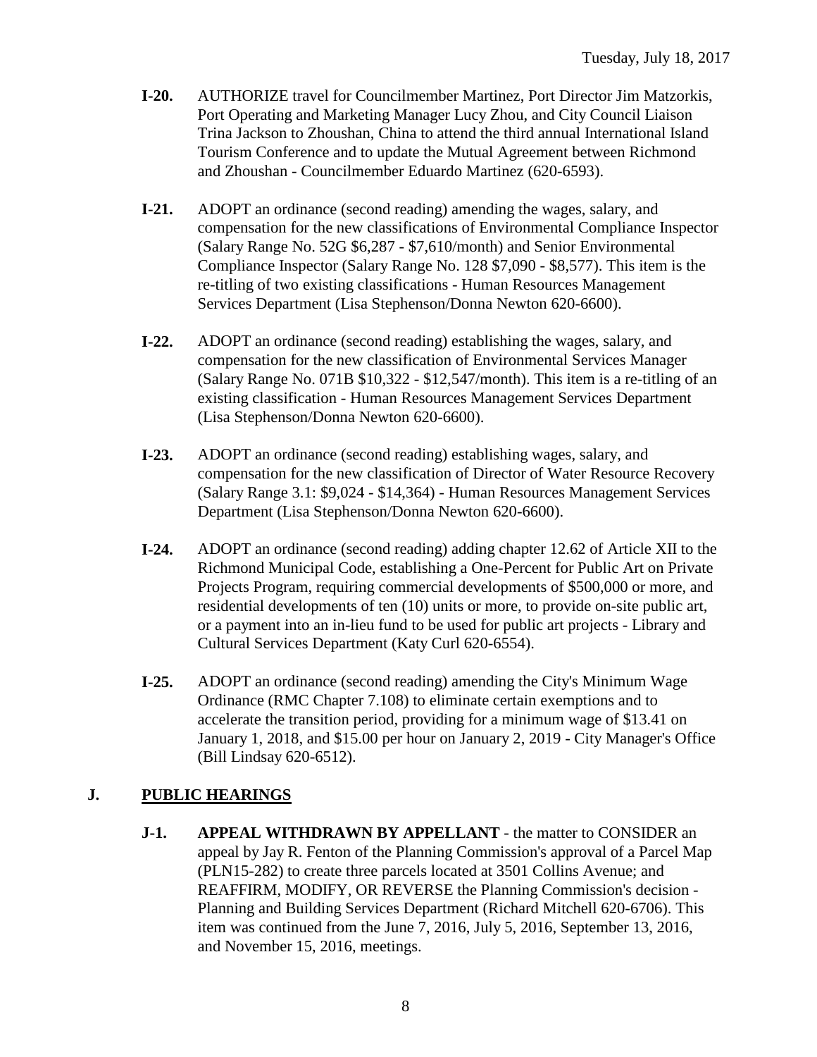**I-20.** AUTHORIZE travel for Councilmember Martinez, Port Director Jim Matzorkis, Port Operating and Marketing Manager Lucy Zhou, and City Council Liaison Trina Jackson to Zhoushan, China to attend the third annual International Island Tourism Conference and to update the Mutual Agreement between Richmond and Zhoushan - Councilmember Eduardo Martinez (620-6593).

**I-21.** ADOPT an ordinance (second reading) amending the wages, salary, and compensation for the new classifications of Environmental Compliance Inspector (Salary Range No. 52G $6,287 - $7,610/month) and Senior Environmental Compliance Inspector (Salary Range No. 128 $7,090 - $8,577). This item is the re-titling of two existing classifications - Human Resources Management Services Department (Lisa Stephenson/Donna Newton 620-6600).

**I-22.** ADOPT an ordinance (second reading) establishing the wages, salary, and compensation for the new classification of Environmental Services Manager (Salary Range No. 071B $10,322 - $12,547/month). This item is a re-titling of an existing classification - Human Resources Management Services Department (Lisa Stephenson/Donna Newton 620-6600).

**I-23.** ADOPT an ordinance (second reading) establishing wages, salary, and compensation for the new classification of Director of Water Resource Recovery (Salary Range 3.1: $9,024 - $14,364) - Human Resources Management Services Department (Lisa Stephenson/Donna Newton 620-6600).

**I-24.** ADOPT an ordinance (second reading) adding chapter 12.62 of Article XII to the Richmond Municipal Code, establishing a One-Percent for Public Art on Private Projects Program, requiring commercial developments of $500,000 or more, and residential developments of ten (10) units or more, to provide on-site public art, or a payment into an in-lieu fund to be used for public art projects - Library and Cultural Services Department (Katy Curl 620-6554).

**I-25.** ADOPT an ordinance (second reading) amending the City's Minimum Wage Ordinance (RMC Chapter 7.108) to eliminate certain exemptions and to accelerate the transition period, providing for a minimum wage of $13.41 on January 1, 2018, and $15.00 per hour on January 2, 2019 - City Manager's Office (Bill Lindsay 620-6512).

## J. PUBLIC HEARINGS

**J-1.** **APPEAL WITHDRAWN BY APPELLANT** - the matter to CONSIDER an appeal by Jay R. Fenton of the Planning Commission's approval of a Parcel Map (PLN15-282) to create three parcels located at 3501 Collins Avenue; and REAFFIRM, MODIFY, OR REVERSE the Planning Commission's decision - Planning and Building Services Department (Richard Mitchell 620-6706). This item was continued from the June 7, 2016, July 5, 2016, September 13, 2016, and November 15, 2016, meetings.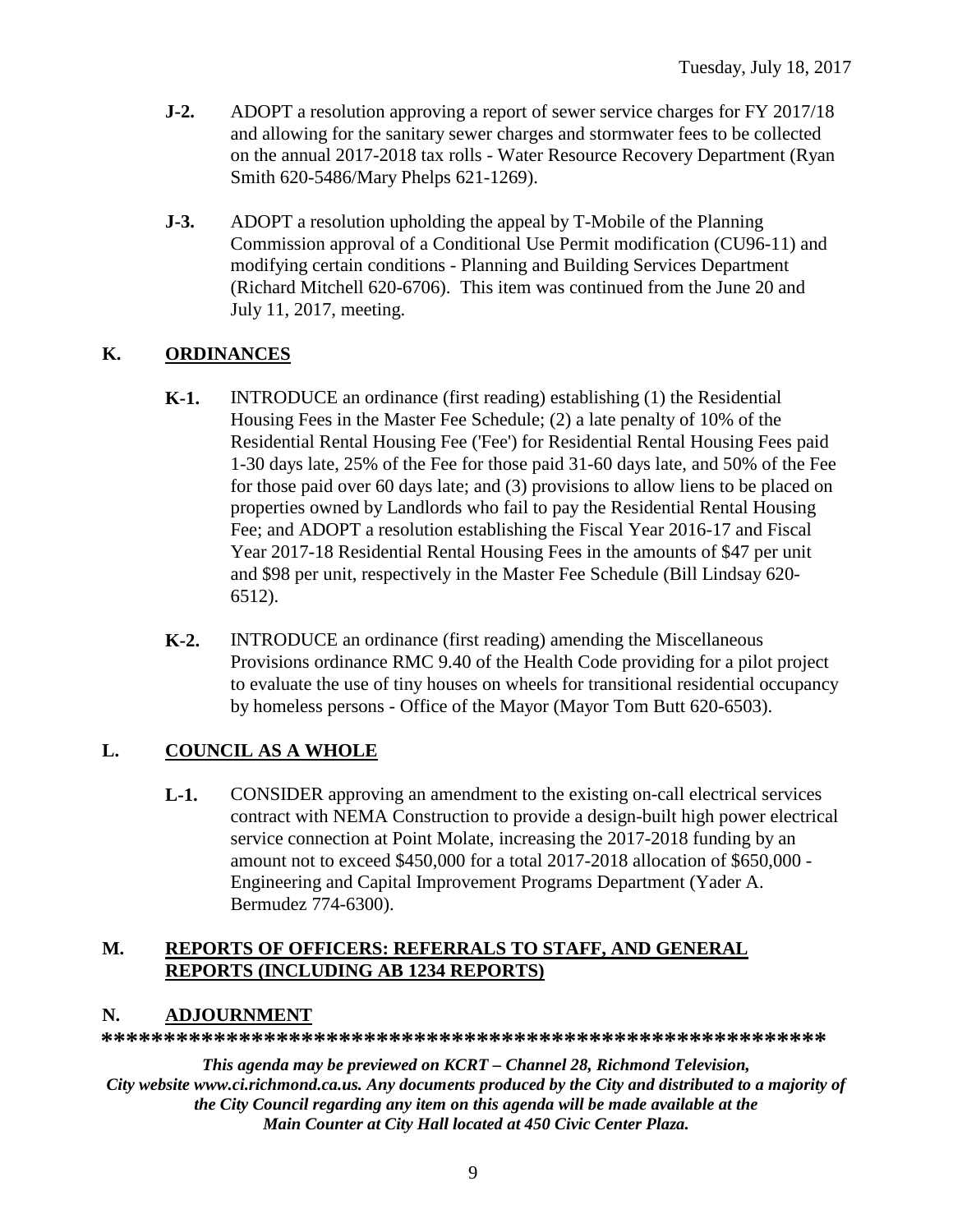- **J-2.** ADOPT a resolution approving a report of sewer service charges for FY 2017/18 and allowing for the sanitary sewer charges and stormwater fees to be collected on the annual 2017-2018 tax rolls - Water Resource Recovery Department (Ryan Smith 620-5486/Mary Phelps 621-1269).

- **J-3.** ADOPT a resolution upholding the appeal by T-Mobile of the Planning Commission approval of a Conditional Use Permit modification (CU96-11) and modifying certain conditions - Planning and Building Services Department (Richard Mitchell 620-6706). This item was continued from the June 20 and July 11, 2017, meeting.

## K. ORDINANCES

- **K-1.** INTRODUCE an ordinance (first reading) establishing (1) the Residential Housing Fees in the Master Fee Schedule; (2) a late penalty of 10% of the Residential Rental Housing Fee ('Fee') for Residential Rental Housing Fees paid 1-30 days late, 25% of the Fee for those paid 31-60 days late, and 50% of the Fee for those paid over 60 days late; and (3) provisions to allow liens to be placed on properties owned by Landlords who fail to pay the Residential Rental Housing Fee; and ADOPT a resolution establishing the Fiscal Year 2016-17 and Fiscal Year 2017-18 Residential Rental Housing Fees in the amounts of $47 per unit and $98 per unit, respectively in the Master Fee Schedule (Bill Lindsay 620-6512).

- **K-2.** INTRODUCE an ordinance (first reading) amending the Miscellaneous Provisions ordinance RMC 9.40 of the Health Code providing for a pilot project to evaluate the use of tiny houses on wheels for transitional residential occupancy by homeless persons - Office of the Mayor (Mayor Tom Butt 620-6503).

## L. COUNCIL AS A WHOLE

- **L-1.** CONSIDER approving an amendment to the existing on-call electrical services contract with NEMA Construction to provide a design-built high power electrical service connection at Point Molate, increasing the 2017-2018 funding by an amount not to exceed $450,000 for a total 2017-2018 allocation of $650,000 - Engineering and Capital Improvement Programs Department (Yader A. Bermudez 774-6300).

## M. REPORTS OF OFFICERS: REFERRALS TO STAFF, AND GENERAL REPORTS (INCLUDING AB 1234 REPORTS)

## N. ADJOURNMENT

**********************************************************

***This agenda may be previewed on KCRT – Channel 28, Richmond Television, City website www.ci.richmond.ca.us. Any documents produced by the City and distributed to a majority of the City Council regarding any item on this agenda will be made available at the Main Counter at City Hall located at 450 Civic Center Plaza.***